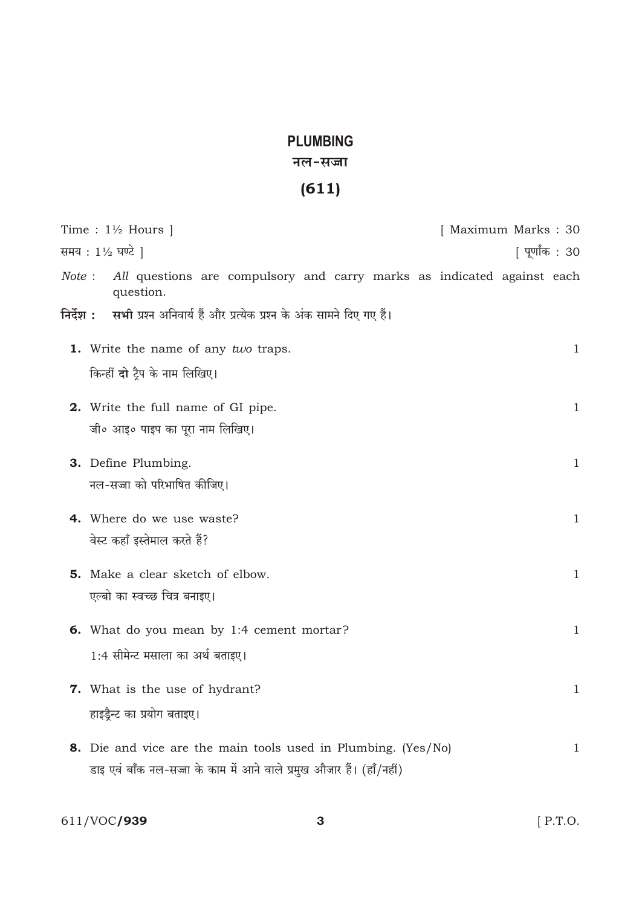# PLUMBING

## नल-सज्जा

## (611)

Time : 1½ Hours ] [ Maximum Marks : 30

समय : 1½ घण्टे ] [ पूर्णांक : 30

*Note* : *All* questions are compulsory and carry marks as indicated against each question.

**निर्देश :** **सभी** प्रश्न अनिवार्य हैं और प्रत्येक प्रश्न के अंक सामने दिए गए हैं।

**1.** Write the name of any *two* traps. 1

किन्हीं **दो** ट्रैप के नाम लिखिए।

**2.** Write the full name of GI pipe. 1

जी० आइ० पाइप का पूरा नाम लिखिए।

**3.** Define Plumbing. 1

नल-सज्जा को परिभाषित कीजिए।

**4.** Where do we use waste? 1

वेस्ट कहाँ इस्तेमाल करते हैं?

**5.** Make a clear sketch of elbow. 1

एल्बो का स्वच्छ चित्र बनाइए।

**6.** What do you mean by 1:4 cement mortar? 1

1:4 सीमेन्ट मसाला का अर्थ बताइए।

**7.** What is the use of hydrant? 1

हाइड्रैन्ट का प्रयोग बताइए।

**8.** Die and vice are the main tools used in Plumbing. (Yes/No) 1

डाइ एवं बाँक नल-सज्जा के काम में आने वाले प्रमुख औजार हैं। (हाँ/नहीं)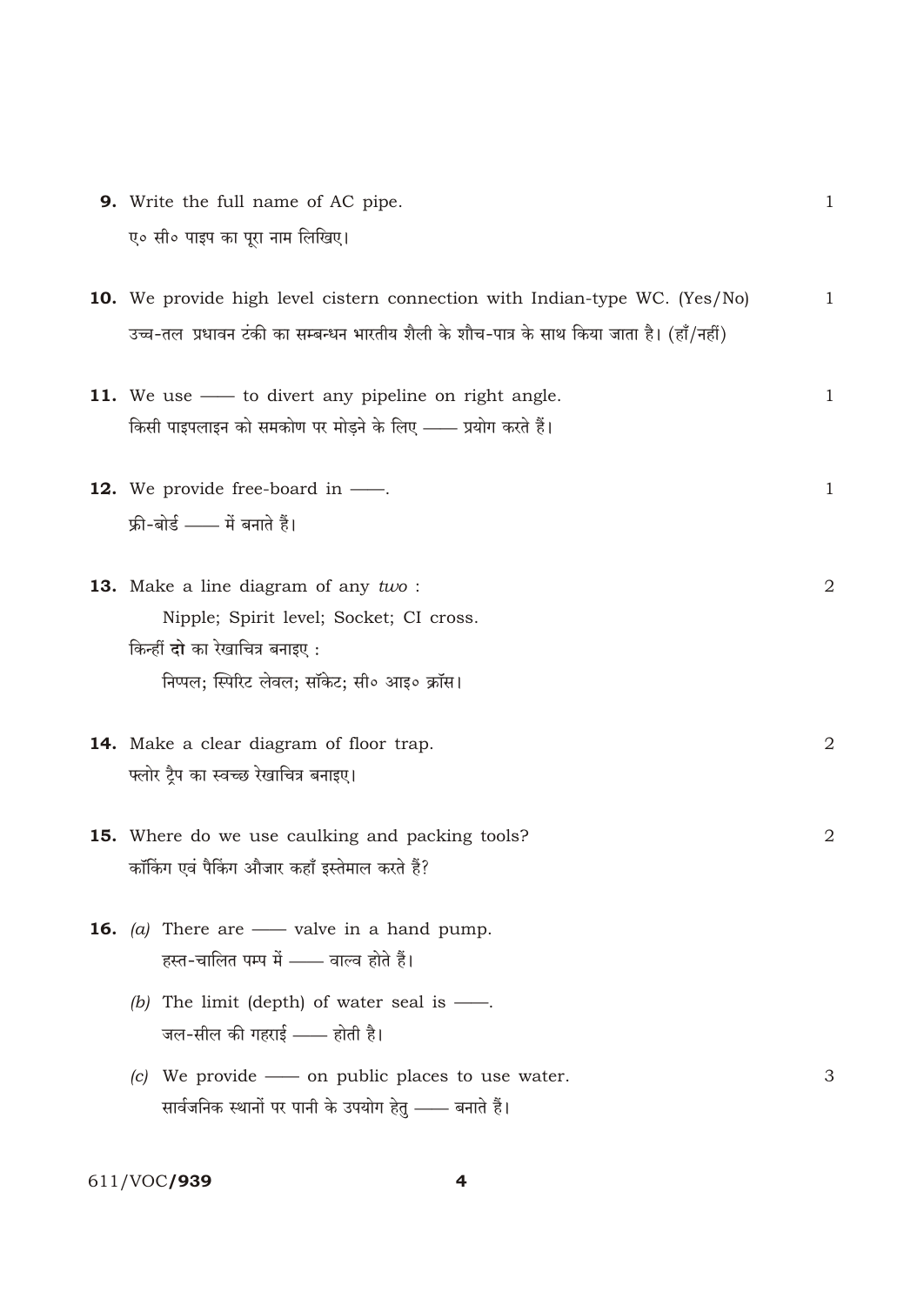**9.** Write the full name of AC pipe. 1

ए० सी० पाइप का पूरा नाम लिखिए।

**10.** We provide high level cistern connection with Indian-type WC. (Yes/No) 1

उच्च-तल प्रधावन टंकी का सम्बन्धन भारतीय शैली के शौच-पात्र के साथ किया जाता है। (हाँ/नहीं)

**11.** We use —— to divert any pipeline on right angle. 1

किसी पाइपलाइन को समकोण पर मोड़ने के लिए —— प्रयोग करते हैं।

**12.** We provide free-board in ——. 1

फ्री-बोर्ड —— में बनाते हैं।

**13.** Make a line diagram of any *two* : 2

Nipple; Spirit level; Socket; CI cross.

किन्हीं **दो** का रेखाचित्र बनाइए :

निप्पल; स्पिरिट लेवल; सॉकेट; सी० आइ० क्रॉस।

**14.** Make a clear diagram of floor trap. 2

फ्लोर ट्रैप का स्वच्छ रेखाचित्र बनाइए।

**15.** Where do we use caulking and packing tools? 2

कॉकिंग एवं पैकिंग औजार कहाँ इस्तेमाल करते हैं?

**16.** *(a)* There are —— valve in a hand pump.

हस्त-चालित पम्प में —— वाल्व होते हैं।

*(b)* The limit (depth) of water seal is ——.

जल-सील की गहराई —— होती है।

*(c)* We provide —— on public places to use water. 3

सार्वजनिक स्थानों पर पानी के उपयोग हेतु —— बनाते हैं।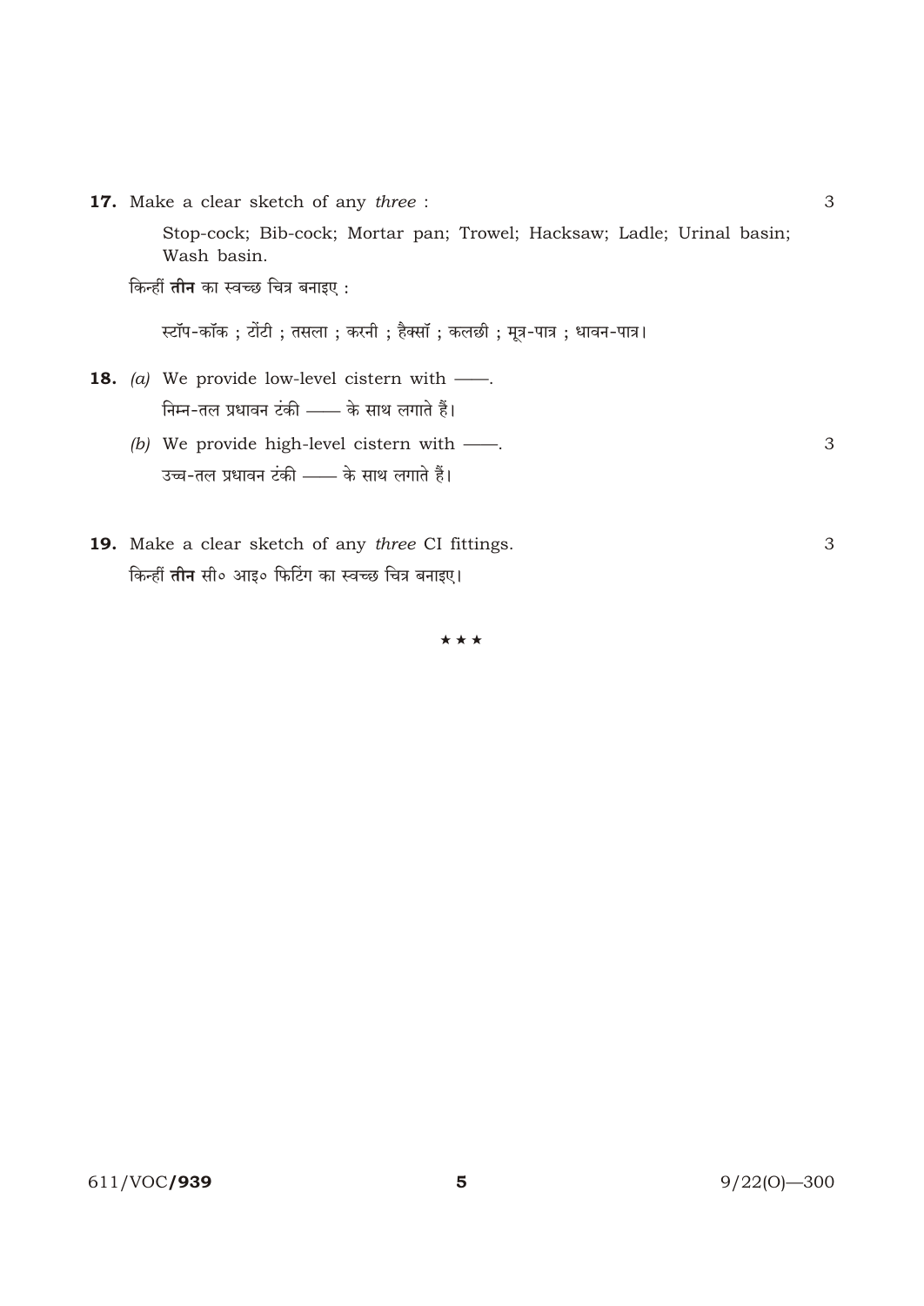**17.** Make a clear sketch of any *three* : 3

Stop-cock; Bib-cock; Mortar pan; Trowel; Hacksaw; Ladle; Urinal basin; Wash basin.

किन्हीं **तीन** का स्वच्छ चित्र बनाइए :

स्टॉप-कॉक ; टोंटी ; तसला ; करनी ; हैक्सॉ ; कलछी ; मूत्र-पात्र ; धावन-पात्र।

**18.** (*a*) We provide low-level cistern with ——.

निम्न-तल प्रधावन टंकी —— के साथ लगाते हैं।

(*b*) We provide high-level cistern with ——. 3

उच्च-तल प्रधावन टंकी —— के साथ लगाते हैं।

**19.** Make a clear sketch of any *three* CI fittings. 3

किन्हीं **तीन** सी० आइ० फिटिंग का स्वच्छ चित्र बनाइए।

★ ★ ★